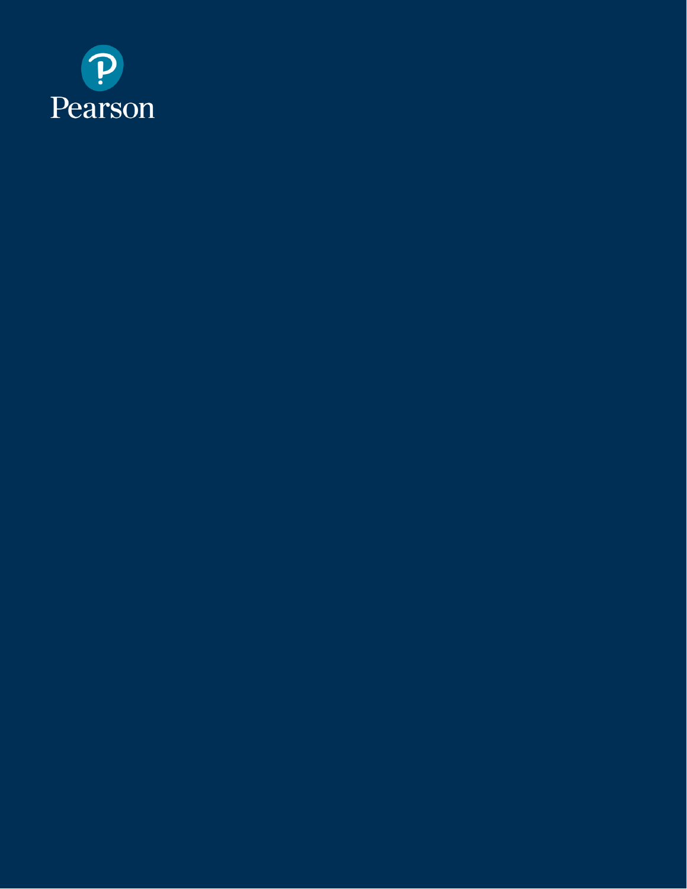Pearson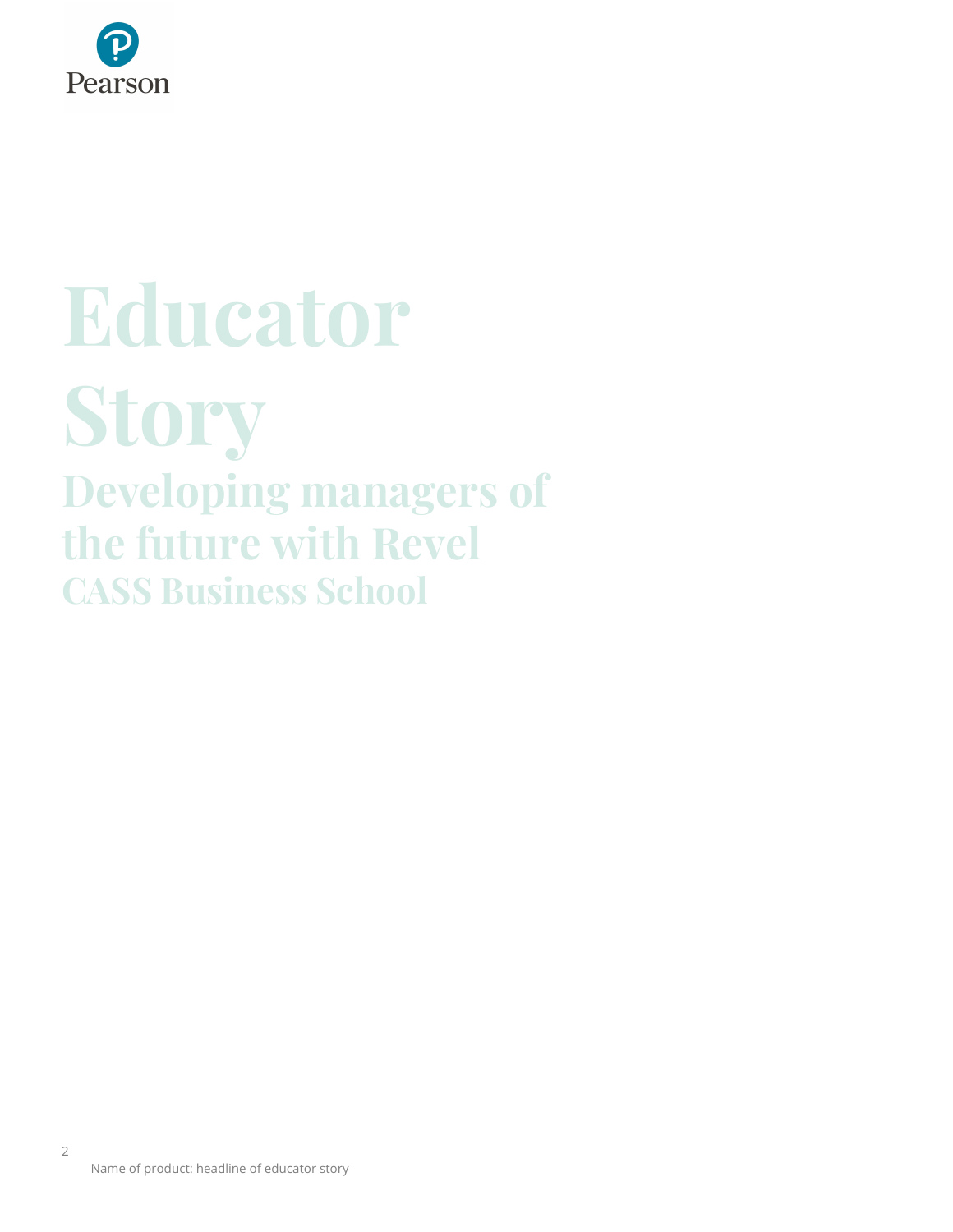# Educator Story

## Developing managers of the future with Revel

### CASS Business School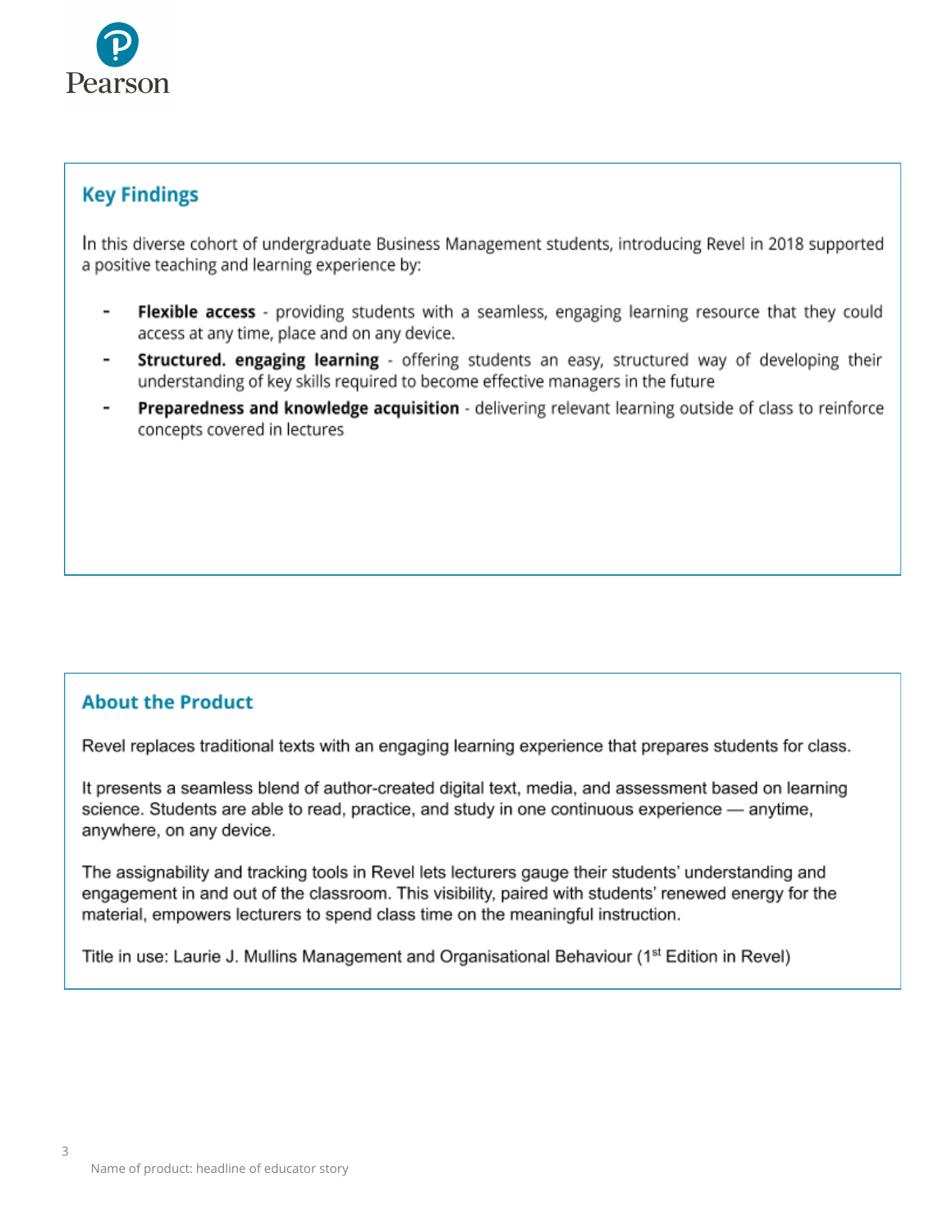## Key Findings

In this diverse cohort of undergraduate Business Management students, introducing Revel in 2018 supported a positive teaching and learning experience by:

- **Flexible access** - providing students with a seamless, engaging learning resource that they could access at any time, place and on any device.
- **Structured. engaging learning** - offering students an easy, structured way of developing their understanding of key skills required to become effective managers in the future
- **Preparedness and knowledge acquisition** - delivering relevant learning outside of class to reinforce concepts covered in lectures

## About the Product

Revel replaces traditional texts with an engaging learning experience that prepares students for class.

It presents a seamless blend of author-created digital text, media, and assessment based on learning science. Students are able to read, practice, and study in one continuous experience — anytime, anywhere, on any device.

The assignability and tracking tools in Revel lets lecturers gauge their students' understanding and engagement in and out of the classroom. This visibility, paired with students' renewed energy for the material, empowers lecturers to spend class time on the meaningful instruction.

Title in use: Laurie J. Mullins Management and Organisational Behaviour (1st Edition in Revel)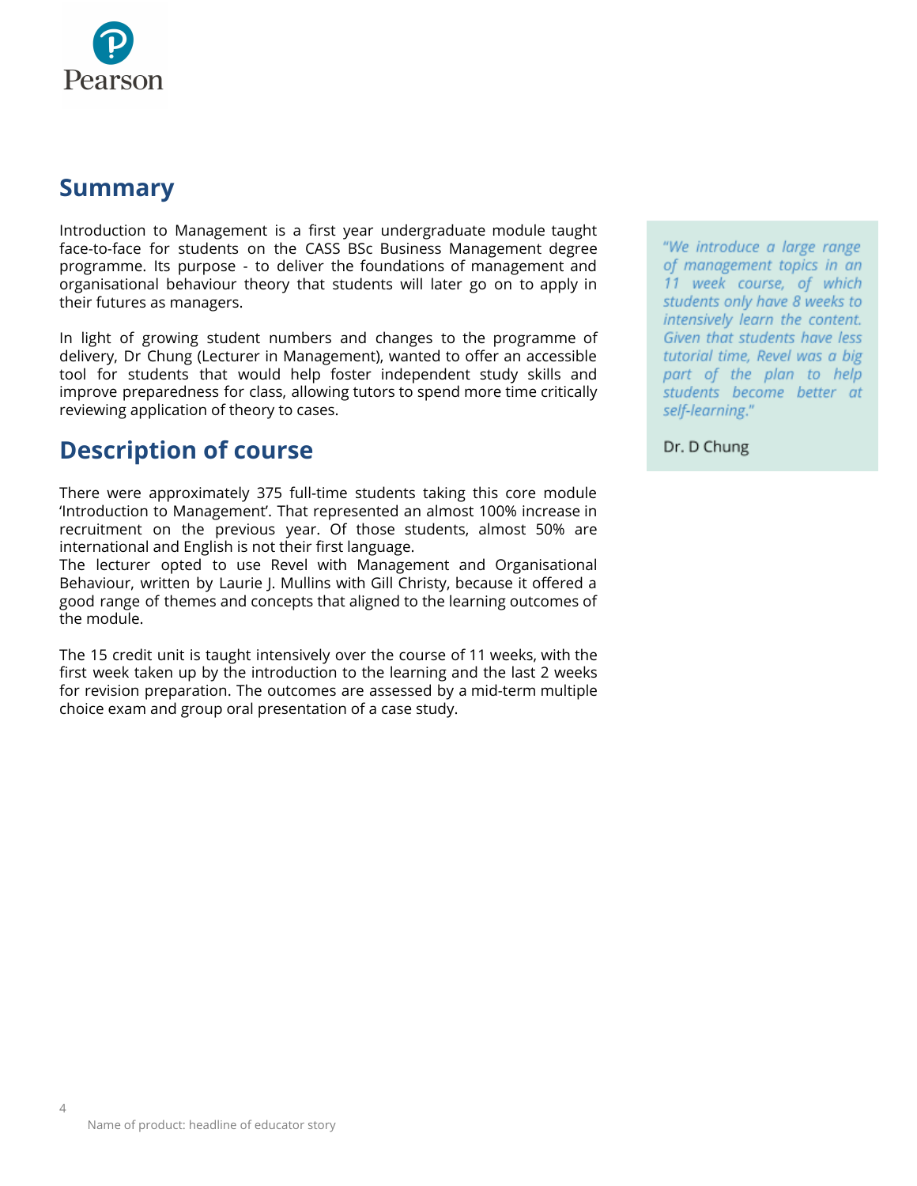## Summary

Introduction to Management is a first year undergraduate module taught face-to-face for students on the CASS BSc Business Management degree programme. Its purpose - to deliver the foundations of management and organisational behaviour theory that students will later go on to apply in their futures as managers.

In light of growing student numbers and changes to the programme of delivery, Dr Chung (Lecturer in Management), wanted to offer an accessible tool for students that would help foster independent study skills and improve preparedness for class, allowing tutors to spend more time critically reviewing application of theory to cases.

> *"We introduce a large range of management topics in an 11 week course, of which students only have 8 weeks to intensively learn the content. Given that students have less tutorial time, Revel was a big part of the plan to help students become better at self-learning."*
>
> Dr. D Chung

## Description of course

There were approximately 375 full-time students taking this core module 'Introduction to Management'. That represented an almost 100% increase in recruitment on the previous year. Of those students, almost 50% are international and English is not their first language.
The lecturer opted to use Revel with Management and Organisational Behaviour, written by Laurie J. Mullins with Gill Christy, because it offered a good range of themes and concepts that aligned to the learning outcomes of the module.

The 15 credit unit is taught intensively over the course of 11 weeks, with the first week taken up by the introduction to the learning and the last 2 weeks for revision preparation. The outcomes are assessed by a mid-term multiple choice exam and group oral presentation of a case study.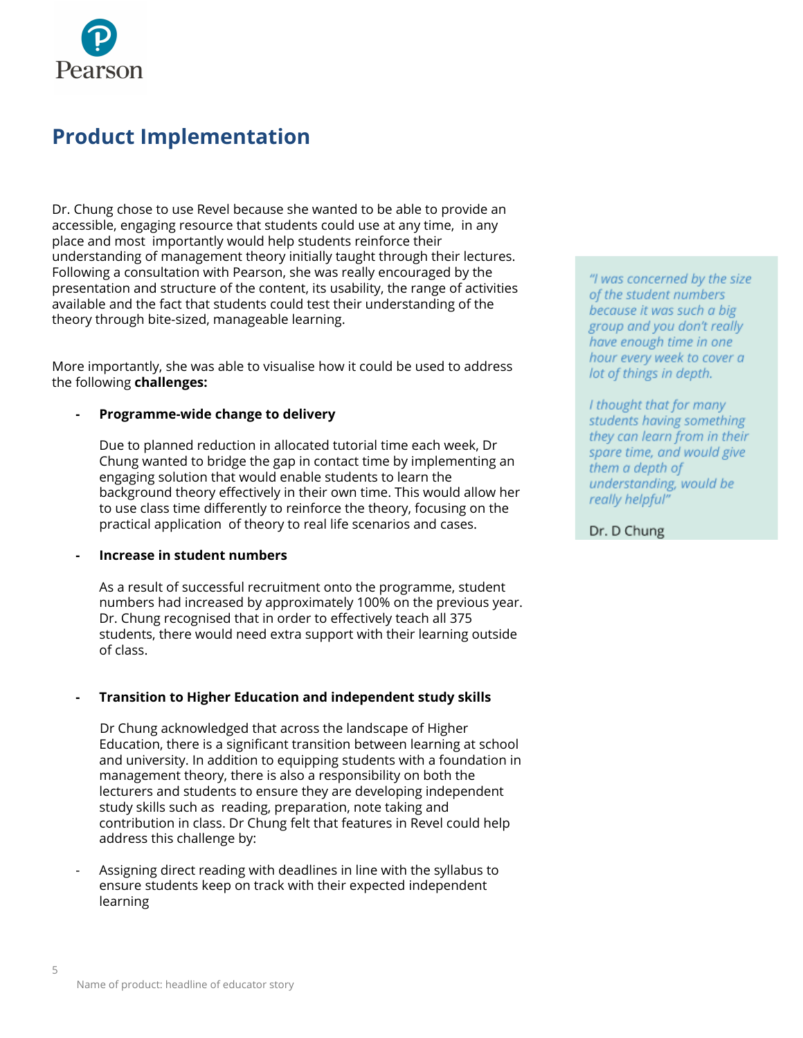## Product Implementation

Dr. Chung chose to use Revel because she wanted to be able to provide an accessible, engaging resource that students could use at any time, in any place and most importantly would help students reinforce their understanding of management theory initially taught through their lectures. Following a consultation with Pearson, she was really encouraged by the presentation and structure of the content, its usability, the range of activities available and the fact that students could test their understanding of the theory through bite-sized, manageable learning.

More importantly, she was able to visualise how it could be used to address the following **challenges:**

- **Programme-wide change to delivery**

  Due to planned reduction in allocated tutorial time each week, Dr Chung wanted to bridge the gap in contact time by implementing an engaging solution that would enable students to learn the background theory effectively in their own time. This would allow her to use class time differently to reinforce the theory, focusing on the practical application of theory to real life scenarios and cases.

- **Increase in student numbers**

  As a result of successful recruitment onto the programme, student numbers had increased by approximately 100% on the previous year. Dr. Chung recognised that in order to effectively teach all 375 students, there would need extra support with their learning outside of class.

- **Transition to Higher Education and independent study skills**

  Dr Chung acknowledged that across the landscape of Higher Education, there is a significant transition between learning at school and university. In addition to equipping students with a foundation in management theory, there is also a responsibility on both the lecturers and students to ensure they are developing independent study skills such as reading, preparation, note taking and contribution in class. Dr Chung felt that features in Revel could help address this challenge by:

- Assigning direct reading with deadlines in line with the syllabus to ensure students keep on track with their expected independent learning

> *"I was concerned by the size of the student numbers because it was such a big group and you don't really have enough time in one hour every week to cover a lot of things in depth.*
>
> *I thought that for many students having something they can learn from in their spare time, and would give them a depth of understanding, would be really helpful"*
>
> Dr. D Chung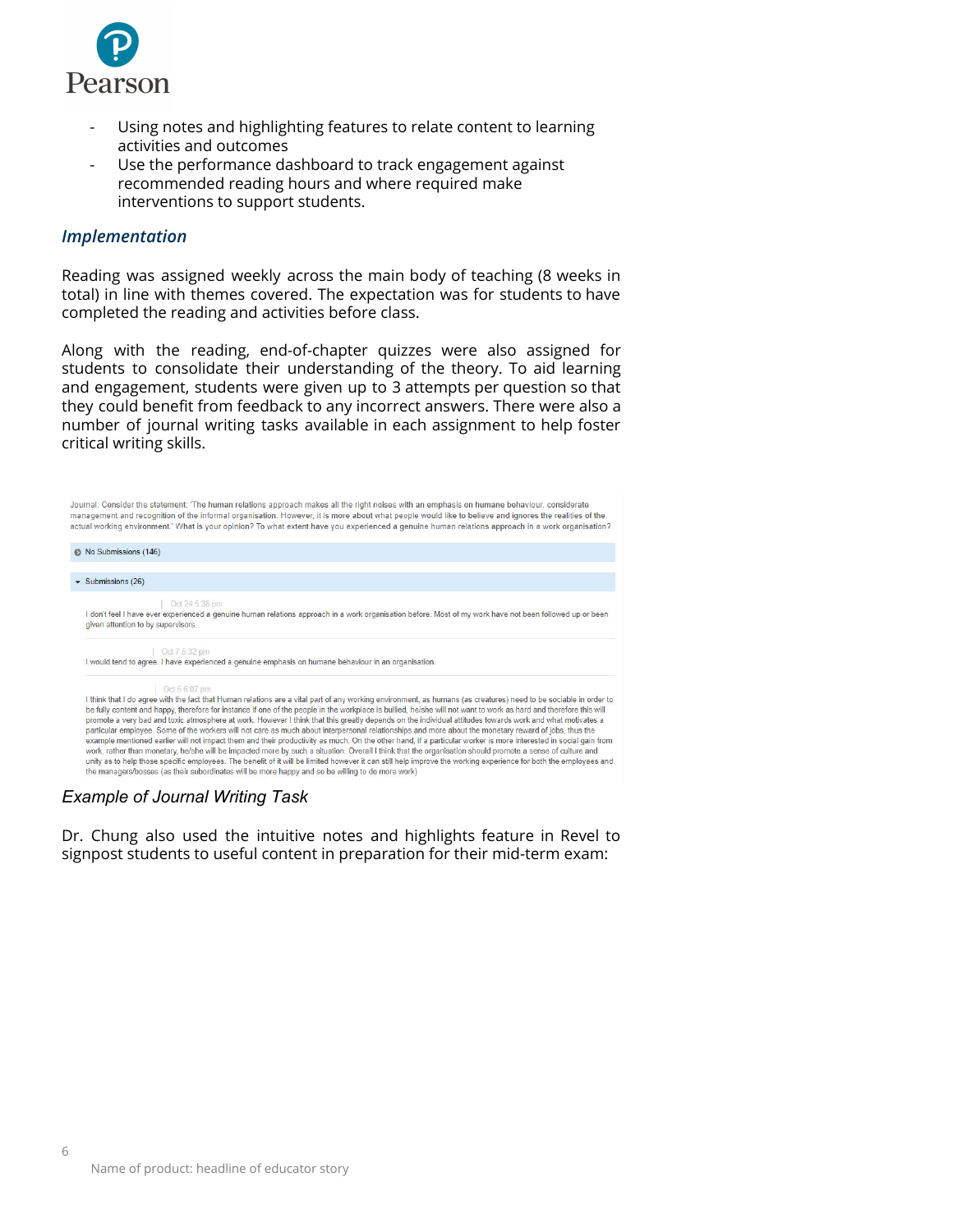- Using notes and highlighting features to relate content to learning activities and outcomes
- Use the performance dashboard to track engagement against recommended reading hours and where required make interventions to support students.

### *Implementation*

Reading was assigned weekly across the main body of teaching (8 weeks in total) in line with themes covered. The expectation was for students to have completed the reading and activities before class.

Along with the reading, end-of-chapter quizzes were also assigned for students to consolidate their understanding of the theory. To aid learning and engagement, students were given up to 3 attempts per question so that they could benefit from feedback to any incorrect answers. There were also a number of journal writing tasks available in each assignment to help foster critical writing skills.

Journal: Consider the statement: 'The human relations approach makes all the right noises with an emphasis on humane behaviour, considerate management and recognition of the informal organisation. However, it is more about what people would like to believe and ignores the realities of the actual working environment.' What is your opinion? To what extent have you experienced a genuine human relations approach in a work organisation?

No Submissions (146)

Submissions (26)

| Oct 24 5:36 pm

I don't feel I have ever experienced a genuine human relations approach in a work organisation before. Most of my work have not been followed up or been given attention to by supervisors.

| Oct 7 5:32 pm

I would tend to agree. I have experienced a genuine emphasis on humane behaviour in an organisation.

| Oct 6 6:07 pm

I think that I do agree with the fact that Human relations are a vital part of any working environment, as humans (as creatures) need to be sociable in order to be fully content and happy, therefore for instance if one of the people in the workplace is bullied, he/she will not want to work as hard and therefore this will promote a very bad and toxic atmosphere at work. However I think that this greatly depends on the individual attitudes towards work and what motivates a particular employee. Some of the workers will not care as much about interpersonal relationships and more about the monetary reward of jobs, thus the example mentioned earlier will not impact them and their productivity as much. On the other hand, if a particular worker is more interested in social gain from work, rather than monetary, he/she will be impacted more by such a situation. Overall I think that the organisation should promote a sense of culture and unity as to help those specific employees. The benefit of it will be limited however it can still help improve the working experience for both the employees and the managers/bosses (as their subordinates will be more happy and so be willing to do more work)

*Example of Journal Writing Task*

Dr. Chung also used the intuitive notes and highlights feature in Revel to signpost students to useful content in preparation for their mid-term exam: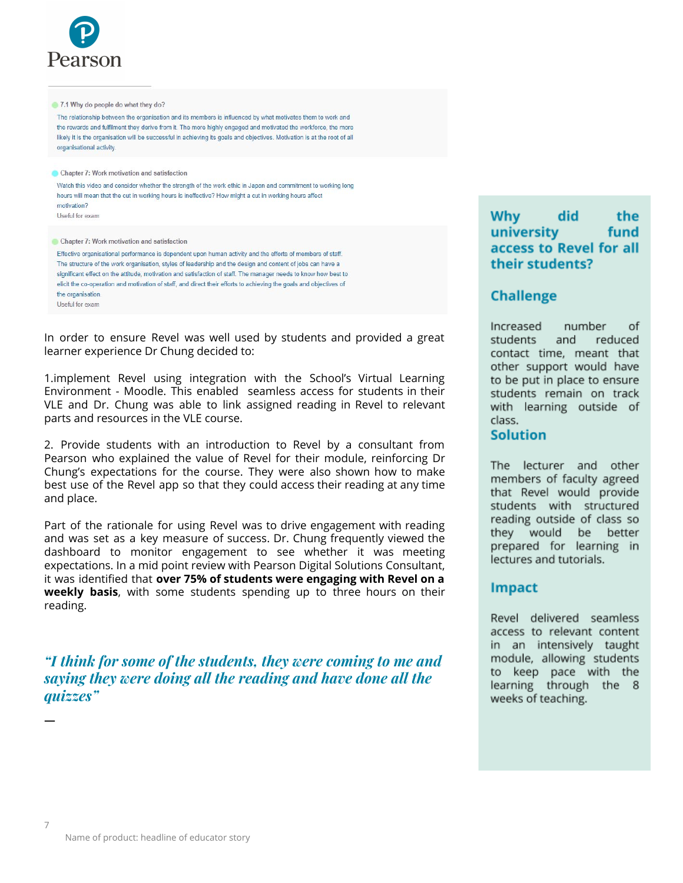7.1 Why do people do what they do?

The relationship between the organisation and its members is influenced by what motivates them to work and the rewards and fulfilment they derive from it. The more highly engaged and motivated the workforce, the more likely it is the organisation will be successful in achieving its goals and objectives. Motivation is at the root of all organisational activity.

Chapter 7: Work motivation and satisfaction

Watch this video and consider whether the strength of the work ethic in Japan and commitment to working long hours will mean that the cut in working hours is ineffective? How might a cut in working hours affect motivation?

Useful for exam

Chapter 7: Work motivation and satisfaction

Effective organisational performance is dependent upon human activity and the efforts of members of staff. The structure of the work organisation, styles of leadership and the design and content of jobs can have a significant effect on the attitude, motivation and satisfaction of staff. The manager needs to know how best to elicit the co-operation and motivation of staff, and direct their efforts to achieving the goals and objectives of the organisation.

Useful for exam

In order to ensure Revel was well used by students and provided a great learner experience Dr Chung decided to:

1. implement Revel using integration with the School's Virtual Learning Environment - Moodle. This enabled seamless access for students in their VLE and Dr. Chung was able to link assigned reading in Revel to relevant parts and resources in the VLE course.

2. Provide students with an introduction to Revel by a consultant from Pearson who explained the value of Revel for their module, reinforcing Dr Chung's expectations for the course. They were also shown how to make best use of the Revel app so that they could access their reading at any time and place.

Part of the rationale for using Revel was to drive engagement with reading and was set as a key measure of success. Dr. Chung frequently viewed the dashboard to monitor engagement to see whether it was meeting expectations. In a mid point review with Pearson Digital Solutions Consultant, it was identified that **over 75% of students were engaging with Revel on a weekly basis**, with some students spending up to three hours on their reading.

*"I think for some of the students, they were coming to me and saying they were doing all the reading and have done all the quizzes"*

—

## Why did the university fund access to Revel for all their students?

### Challenge

Increased number of students and reduced contact time, meant that other support would have to be put in place to ensure students remain on track with learning outside of class.

### Solution

The lecturer and other members of faculty agreed that Revel would provide students with structured reading outside of class so they would be better prepared for learning in lectures and tutorials.

### Impact

Revel delivered seamless access to relevant content in an intensively taught module, allowing students to keep pace with the learning through the 8 weeks of teaching.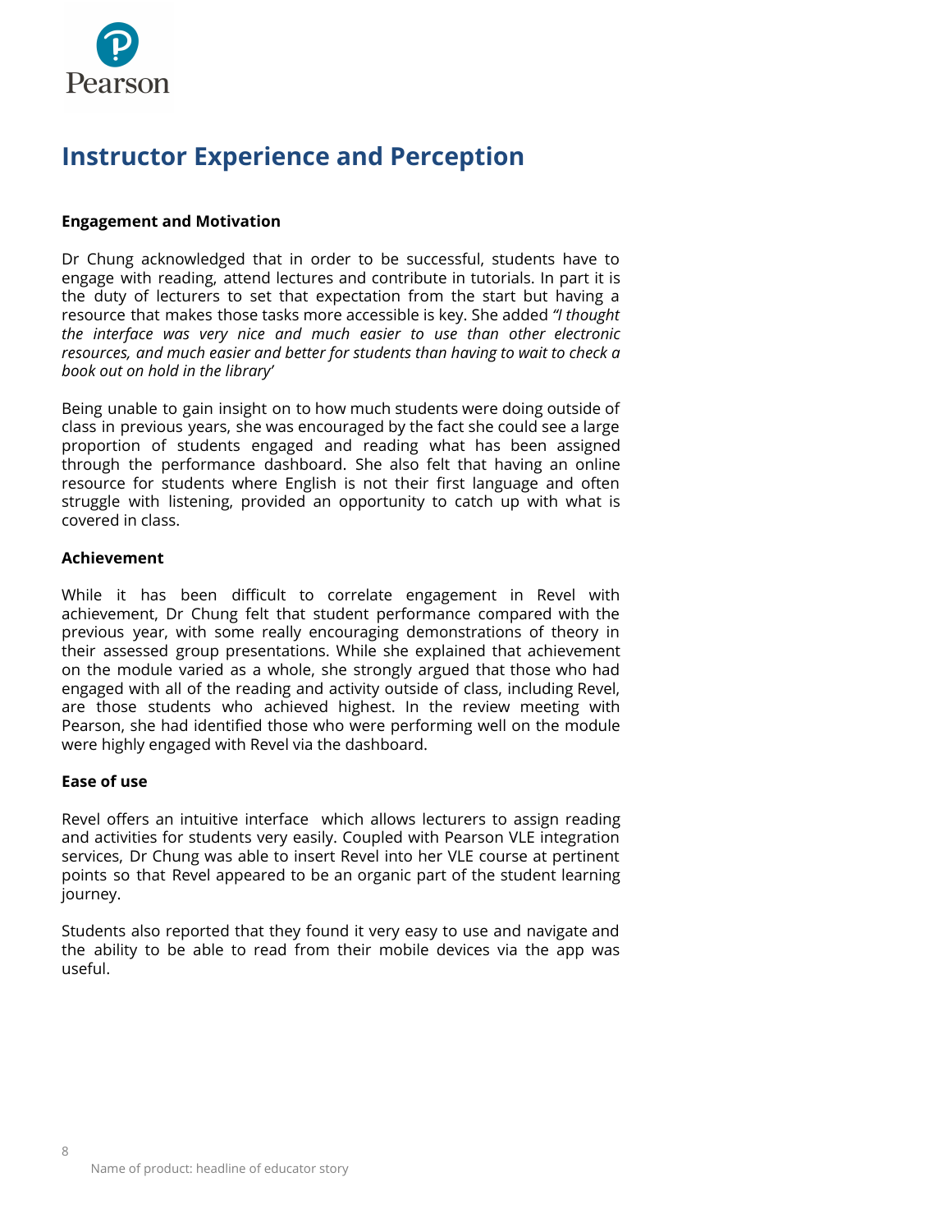# Instructor Experience and Perception

**Engagement and Motivation**

Dr Chung acknowledged that in order to be successful, students have to engage with reading, attend lectures and contribute in tutorials. In part it is the duty of lecturers to set that expectation from the start but having a resource that makes those tasks more accessible is key. She added *"I thought the interface was very nice and much easier to use than other electronic resources, and much easier and better for students than having to wait to check a book out on hold in the library'*

Being unable to gain insight on to how much students were doing outside of class in previous years, she was encouraged by the fact she could see a large proportion of students engaged and reading what has been assigned through the performance dashboard. She also felt that having an online resource for students where English is not their first language and often struggle with listening, provided an opportunity to catch up with what is covered in class.

**Achievement**

While it has been difficult to correlate engagement in Revel with achievement, Dr Chung felt that student performance compared with the previous year, with some really encouraging demonstrations of theory in their assessed group presentations. While she explained that achievement on the module varied as a whole, she strongly argued that those who had engaged with all of the reading and activity outside of class, including Revel, are those students who achieved highest. In the review meeting with Pearson, she had identified those who were performing well on the module were highly engaged with Revel via the dashboard.

**Ease of use**

Revel offers an intuitive interface which allows lecturers to assign reading and activities for students very easily. Coupled with Pearson VLE integration services, Dr Chung was able to insert Revel into her VLE course at pertinent points so that Revel appeared to be an organic part of the student learning journey.

Students also reported that they found it very easy to use and navigate and the ability to be able to read from their mobile devices via the app was useful.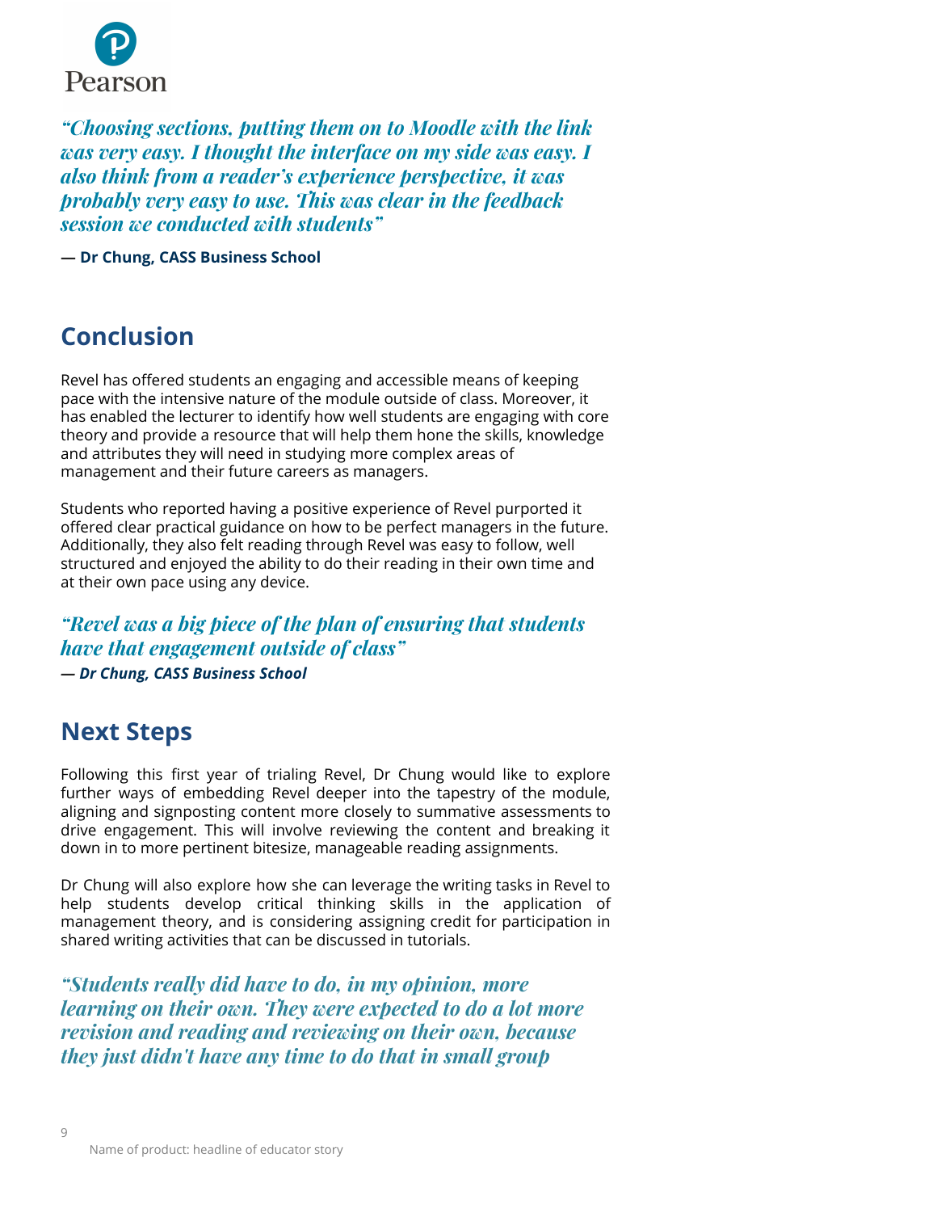*“Choosing sections, putting them on to Moodle with the link was very easy. I thought the interface on my side was easy. I also think from a reader’s experience perspective, it was probably very easy to use. This was clear in the feedback session we conducted with students”*

**— Dr Chung, CASS Business School**

## Conclusion

Revel has offered students an engaging and accessible means of keeping pace with the intensive nature of the module outside of class. Moreover, it has enabled the lecturer to identify how well students are engaging with core theory and provide a resource that will help them hone the skills, knowledge and attributes they will need in studying more complex areas of management and their future careers as managers.

Students who reported having a positive experience of Revel purported it offered clear practical guidance on how to be perfect managers in the future. Additionally, they also felt reading through Revel was easy to follow, well structured and enjoyed the ability to do their reading in their own time and at their own pace using any device.

*“Revel was a big piece of the plan of ensuring that students have that engagement outside of class”*

***— Dr Chung, CASS Business School***

## Next Steps

Following this first year of trialing Revel, Dr Chung would like to explore further ways of embedding Revel deeper into the tapestry of the module, aligning and signposting content more closely to summative assessments to drive engagement. This will involve reviewing the content and breaking it down in to more pertinent bitesize, manageable reading assignments.

Dr Chung will also explore how she can leverage the writing tasks in Revel to help students develop critical thinking skills in the application of management theory, and is considering assigning credit for participation in shared writing activities that can be discussed in tutorials.

*“Students really did have to do, in my opinion, more learning on their own. They were expected to do a lot more revision and reading and reviewing on their own, because they just didn't have any time to do that in small group*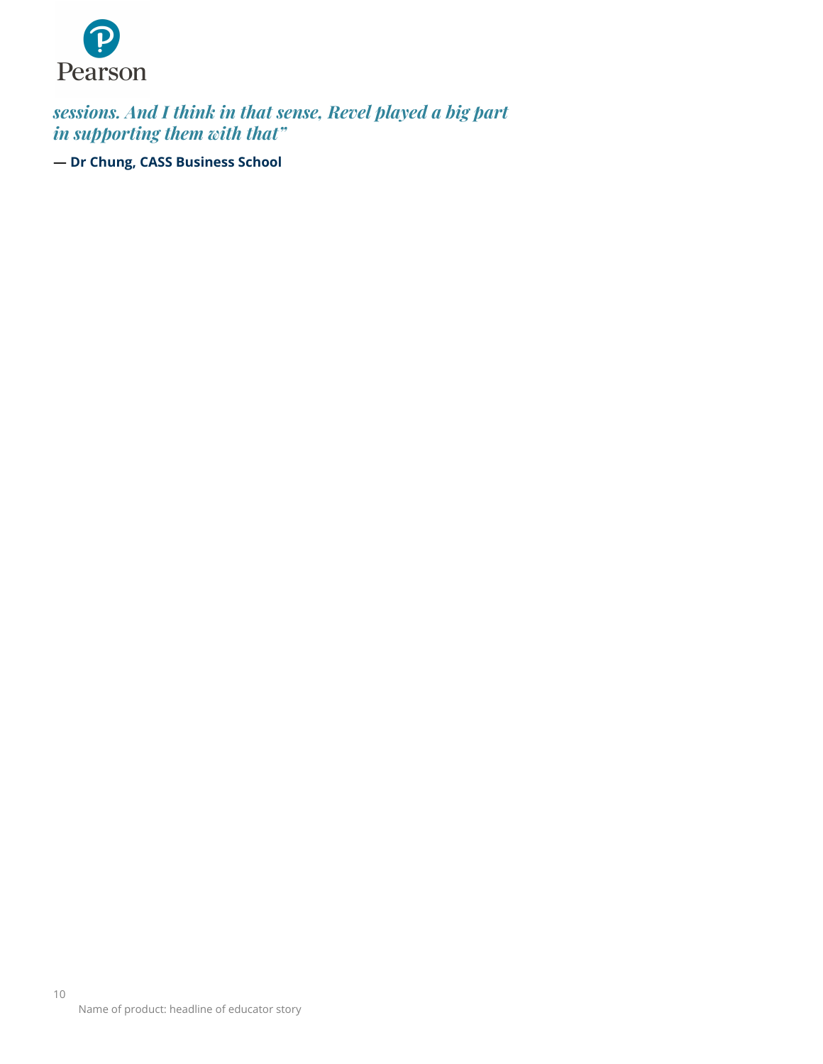*sessions. And I think in that sense, Revel played a big part in supporting them with that"*

**— Dr Chung, CASS Business School**